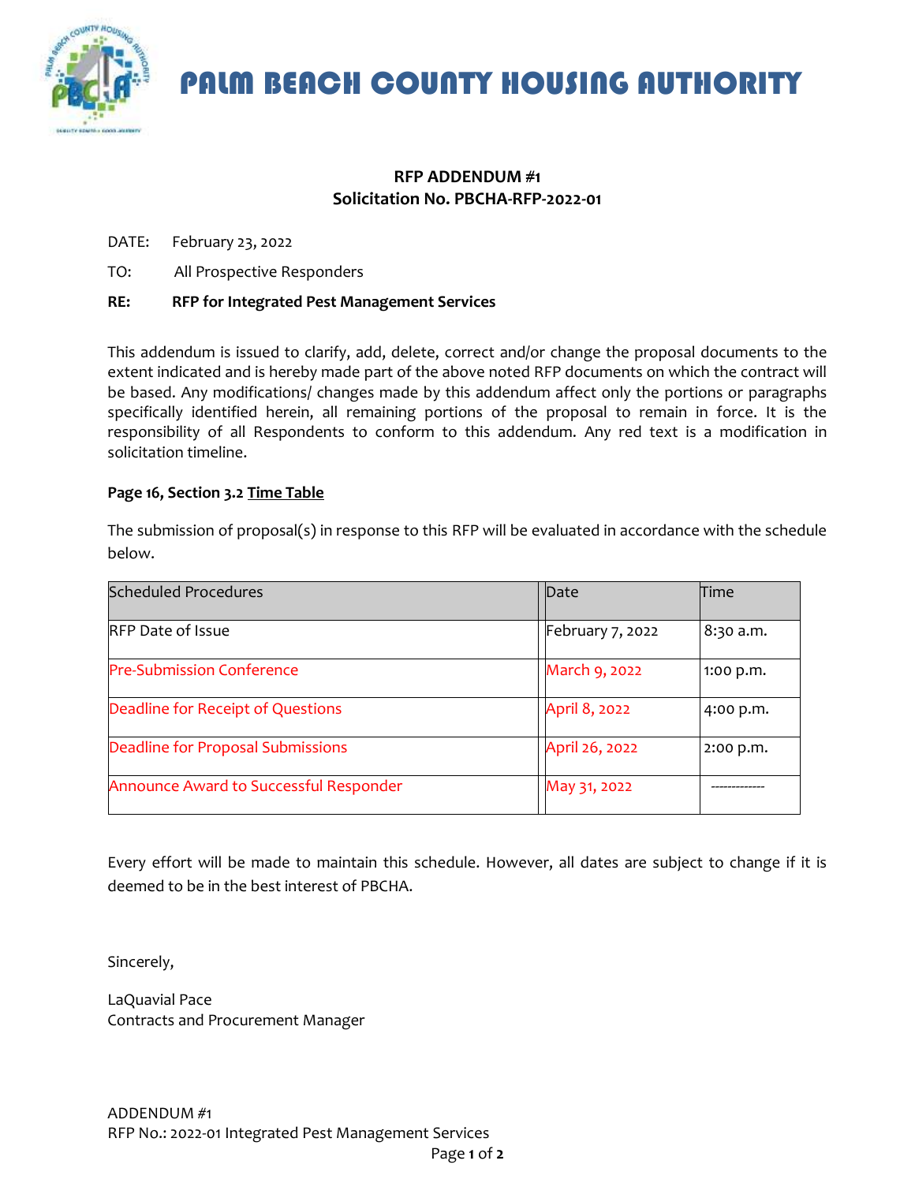# PALM BEACH COUNTY HOUSING AUTHORITY

**RFP ADDENDUM #1**
**Solicitation No. PBCHA-RFP-2022-01**

DATE: February 23, 2022

TO: All Prospective Responders

**RE: RFP for Integrated Pest Management Services**

This addendum is issued to clarify, add, delete, correct and/or change the proposal documents to the extent indicated and is hereby made part of the above noted RFP documents on which the contract will be based. Any modifications/ changes made by this addendum affect only the portions or paragraphs specifically identified herein, all remaining portions of the proposal to remain in force. It is the responsibility of all Respondents to conform to this addendum. Any red text is a modification in solicitation timeline.

**Page 16, Section 3.2 Time Table**

The submission of proposal(s) in response to this RFP will be evaluated in accordance with the schedule below.

| Scheduled Procedures | Date | Time |
|---|---|---|
| RFP Date of Issue | February 7, 2022 | 8:30 a.m. |
| Pre-Submission Conference | March 9, 2022 | 1:00 p.m. |
| Deadline for Receipt of Questions | April 8, 2022 | 4:00 p.m. |
| Deadline for Proposal Submissions | April 26, 2022 | 2:00 p.m. |
| Announce Award to Successful Responder | May 31, 2022 | ------------ |

Every effort will be made to maintain this schedule. However, all dates are subject to change if it is deemed to be in the best interest of PBCHA.

Sincerely,

LaQuavial Pace
Contracts and Procurement Manager

ADDENDUM #1
RFP No.: 2022-01 Integrated Pest Management Services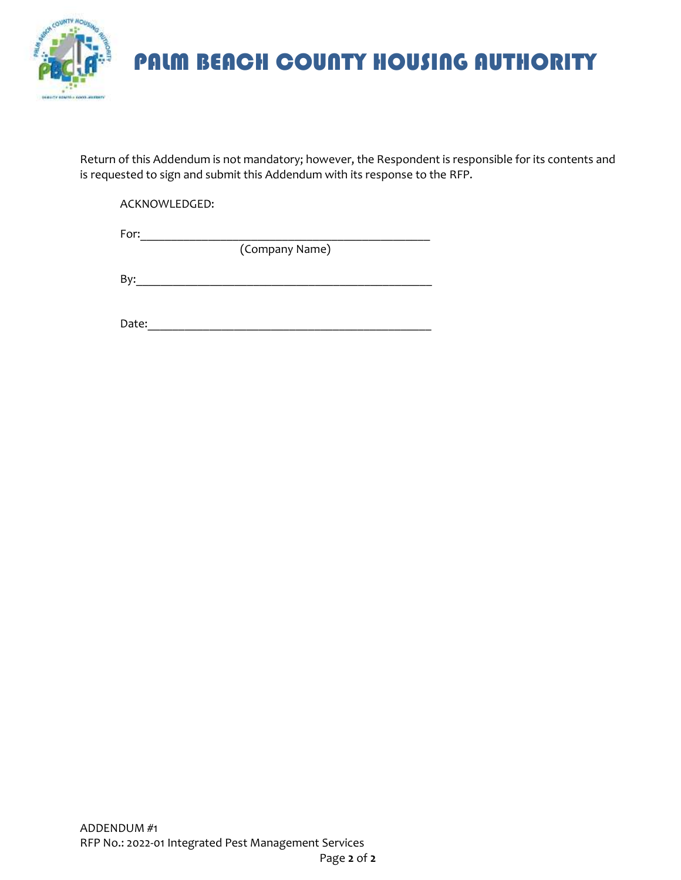Return of this Addendum is not mandatory; however, the Respondent is responsible for its contents and is requested to sign and submit this Addendum with its response to the RFP.

ACKNOWLEDGED:

For:_______________________________________________
(Company Name)

By:________________________________________________

Date:______________________________________________